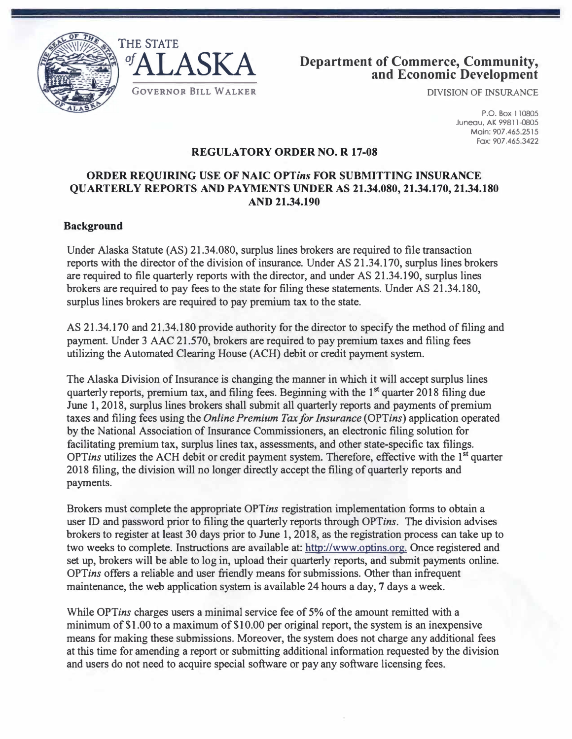THE STATE of ALASKA

GOVERNOR BILL WALKER

**Department of Commerce, Community, and Economic Development**

DIVISION OF INSURANCE

P.O. Box 110805
Juneau, AK 99811-0805
Main: 907.465.2515
Fax: 907.465.3422

## REGULATORY ORDER NO. R 17-08

## ORDER REQUIRING USE OF NAIC OPT*ins* FOR SUBMITTING INSURANCE QUARTERLY REPORTS AND PAYMENTS UNDER AS 21.34.080, 21.34.170, 21.34.180 AND 21.34.190

### Background

Under Alaska Statute (AS) 21.34.080, surplus lines brokers are required to file transaction reports with the director of the division of insurance. Under AS 21.34.170, surplus lines brokers are required to file quarterly reports with the director, and under AS 21.34.190, surplus lines brokers are required to pay fees to the state for filing these statements. Under AS 21.34.180, surplus lines brokers are required to pay premium tax to the state.

AS 21.34.170 and 21.34.180 provide authority for the director to specify the method of filing and payment. Under 3 AAC 21.570, brokers are required to pay premium taxes and filing fees utilizing the Automated Clearing House (ACH) debit or credit payment system.

The Alaska Division of Insurance is changing the manner in which it will accept surplus lines quarterly reports, premium tax, and filing fees. Beginning with the 1st quarter 2018 filing due June 1, 2018, surplus lines brokers shall submit all quarterly reports and payments of premium taxes and filing fees using the *Online Premium Tax for Insurance* (OPT*ins*) application operated by the National Association of Insurance Commissioners, an electronic filing solution for facilitating premium tax, surplus lines tax, assessments, and other state-specific tax filings. OPT*ins* utilizes the ACH debit or credit payment system. Therefore, effective with the 1st quarter 2018 filing, the division will no longer directly accept the filing of quarterly reports and payments.

Brokers must complete the appropriate OPT*ins* registration implementation forms to obtain a user ID and password prior to filing the quarterly reports through OPT*ins*. The division advises brokers to register at least 30 days prior to June 1, 2018, as the registration process can take up to two weeks to complete. Instructions are available at: http://www.optins.org. Once registered and set up, brokers will be able to log in, upload their quarterly reports, and submit payments online. OPT*ins* offers a reliable and user friendly means for submissions. Other than infrequent maintenance, the web application system is available 24 hours a day, 7 days a week.

While OPT*ins* charges users a minimal service fee of 5% of the amount remitted with a minimum of $1.00 to a maximum of $10.00 per original report, the system is an inexpensive means for making these submissions. Moreover, the system does not charge any additional fees at this time for amending a report or submitting additional information requested by the division and users do not need to acquire special software or pay any software licensing fees.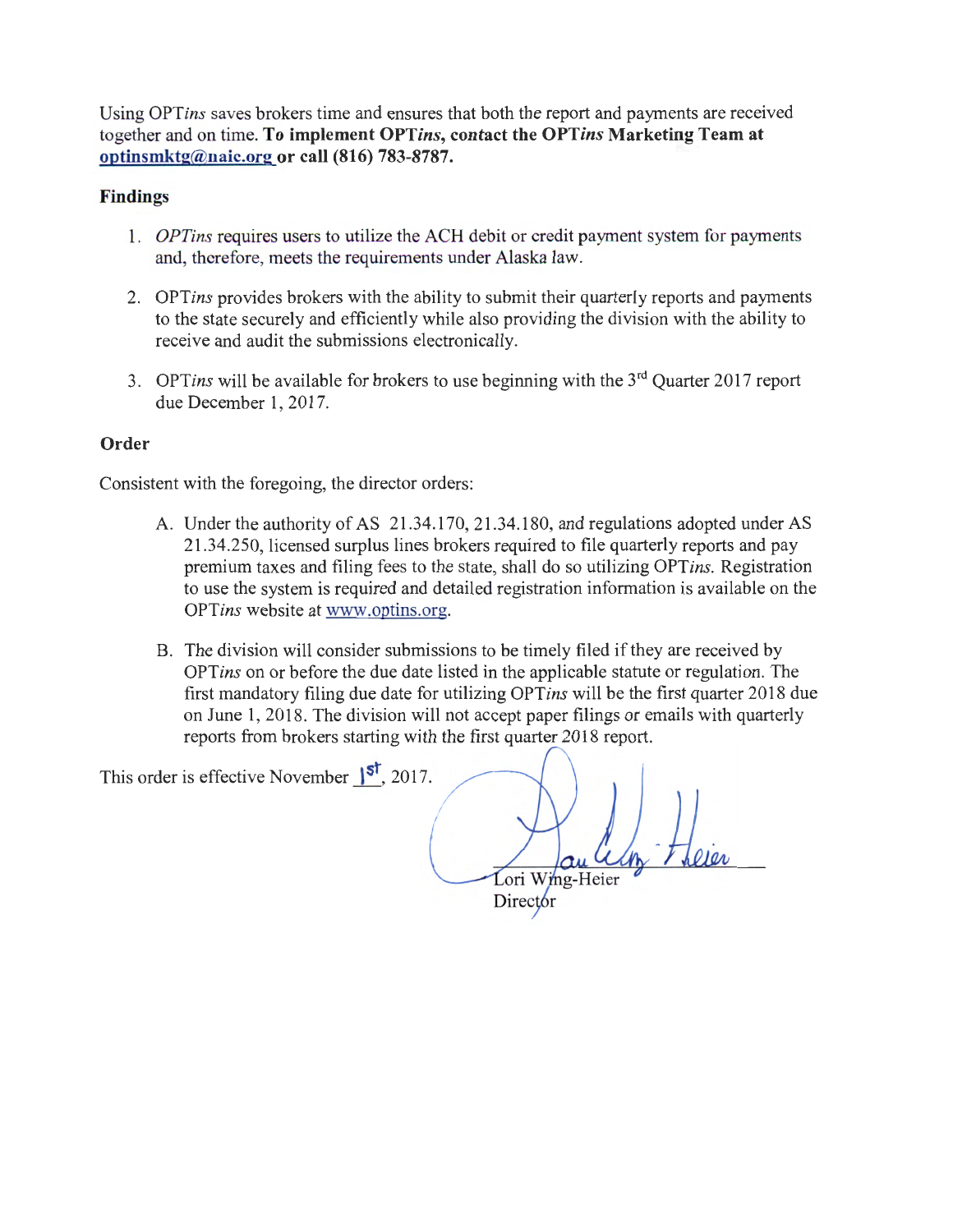Using OPT*ins* saves brokers time and ensures that both the report and payments are received together and on time. **To implement OPT*ins*, contact the OPT*ins* Marketing Team at [optinsmktg@naic.org](mailto:optinsmktg@naic.org) or call (816) 783-8787.**

## Findings

1. *OPTins* requires users to utilize the ACH debit or credit payment system for payments and, therefore, meets the requirements under Alaska law.
2. OPT*ins* provides brokers with the ability to submit their quarterly reports and payments to the state securely and efficiently while also providing the division with the ability to receive and audit the submissions electronically.
3. OPT*ins* will be available for brokers to use beginning with the 3rd Quarter 2017 report due December 1, 2017.

## Order

Consistent with the foregoing, the director orders:

A. Under the authority of AS 21.34.170, 21.34.180, and regulations adopted under AS 21.34.250, licensed surplus lines brokers required to file quarterly reports and pay premium taxes and filing fees to the state, shall do so utilizing OPT*ins*. Registration to use the system is required and detailed registration information is available on the OPT*ins* website at [www.optins.org](http://www.optins.org).

B. The division will consider submissions to be timely filed if they are received by OPT*ins* on or before the due date listed in the applicable statute or regulation. The first mandatory filing due date for utilizing OPT*ins* will be the first quarter 2018 due on June 1, 2018. The division will not accept paper filings or emails with quarterly reports from brokers starting with the first quarter 2018 report.

This order is effective November 1st, 2017.

Lori Wing-Heier
Director